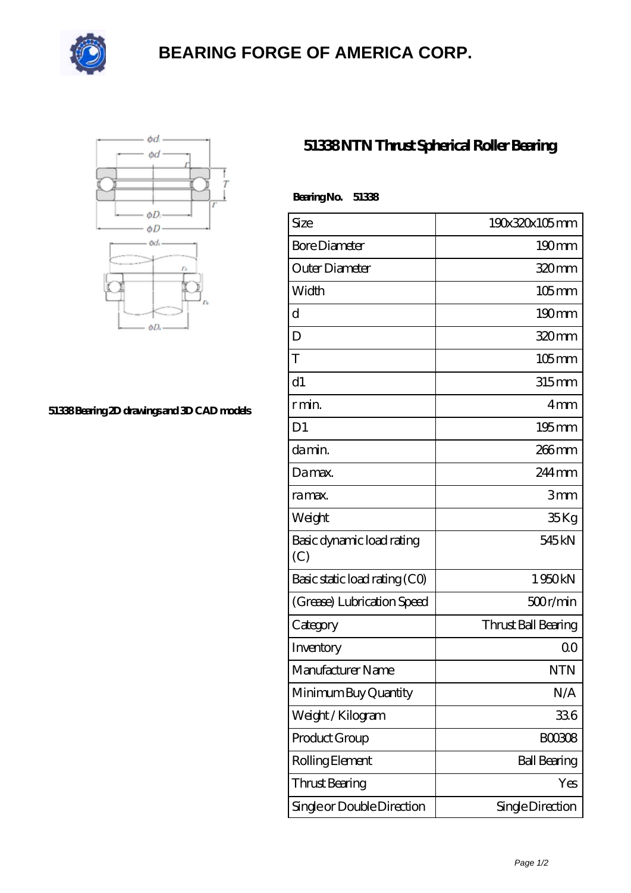# BEARING FORGE OF AMERICA CORP.

## 51338 NTN Thrust Spherical Roller Bearing

51338 Bearing 2D drawings and 3D CAD models

**Bearing No. 51338**

| Size | 190x320x105 mm |
|---|---|
| Bore Diameter | 190 mm |
| Outer Diameter | 320 mm |
| Width | 105 mm |
| d | 190 mm |
| D | 320 mm |
| T | 105 mm |
| d1 | 315 mm |
| r min. | 4 mm |
| D1 | 195 mm |
| da min. | 266 mm |
| Da max. | 244 mm |
| ra max. | 3 mm |
| Weight | 35 Kg |
| Basic dynamic load rating (C) | 545 kN |
| Basic static load rating (C0) | 1 950 kN |
| (Grease) Lubrication Speed | 500 r/min |
| Category | Thrust Ball Bearing |
| Inventory | 0.0 |
| Manufacturer Name | NTN |
| Minimum Buy Quantity | N/A |
| Weight / Kilogram | 33.6 |
| Product Group | B00308 |
| Rolling Element | Ball Bearing |
| Thrust Bearing | Yes |
| Single or Double Direction | Single Direction |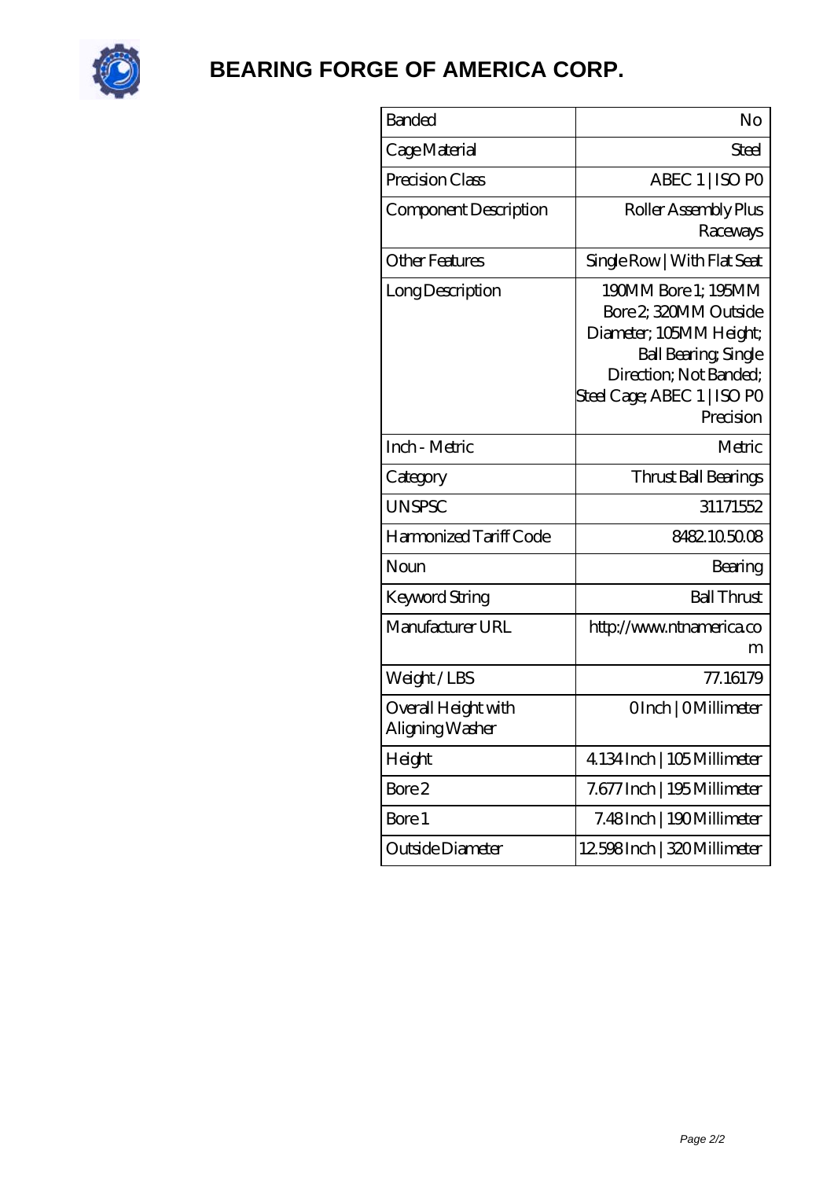# BEARING FORGE OF AMERICA CORP.

| | |
|---|---|
| Banded | No |
| Cage Material | Steel |
| Precision Class | ABEC 1 \| ISO P0 |
| Component Description | Roller Assembly Plus Raceways |
| Other Features | Single Row \| With Flat Seat |
| Long Description | 190MM Bore 1; 195MM Bore 2; 320MM Outside Diameter; 105MM Height; Ball Bearing; Single Direction; Not Banded; Steel Cage; ABEC 1 \| ISO P0 Precision |
| Inch - Metric | Metric |
| Category | Thrust Ball Bearings |
| UNSPSC | 31171552 |
| Harmonized Tariff Code | 8482.10.50.08 |
| Noun | Bearing |
| Keyword String | Ball Thrust |
| Manufacturer URL | http://www.ntnamerica.com |
| Weight / LBS | 77.16179 |
| Overall Height with Aligning Washer | 0 Inch \| 0 Millimeter |
| Height | 4.134 Inch \| 105 Millimeter |
| Bore 2 | 7.677 Inch \| 195 Millimeter |
| Bore 1 | 7.48 Inch \| 190 Millimeter |
| Outside Diameter | 12.598 Inch \| 320 Millimeter |